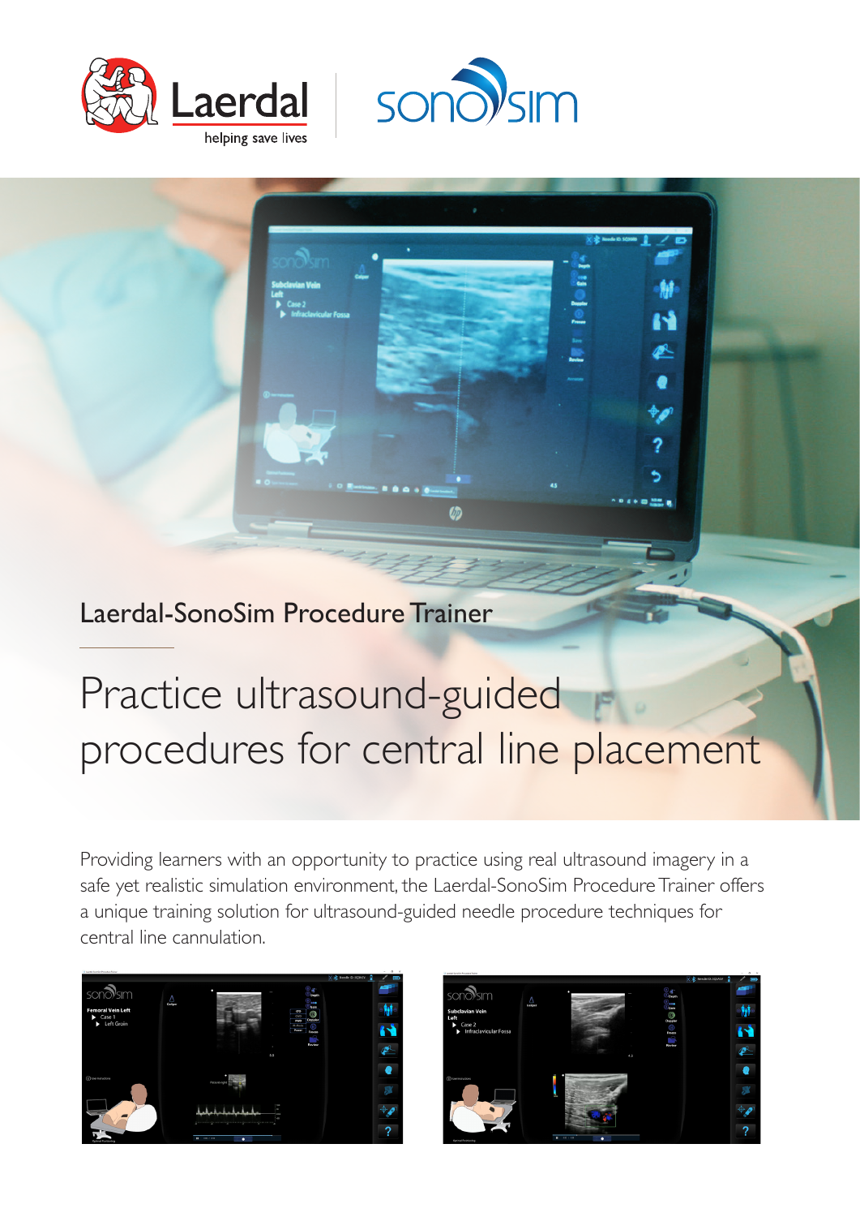Laerdal
helping save lives

sonosim

## Laerdal-SonoSim Procedure Trainer

# Practice ultrasound-guided procedures for central line placement

Providing learners with an opportunity to practice using real ultrasound imagery in a safe yet realistic simulation environment, the Laerdal-SonoSim Procedure Trainer offers a unique training solution for ultrasound-guided needle procedure techniques for central line cannulation.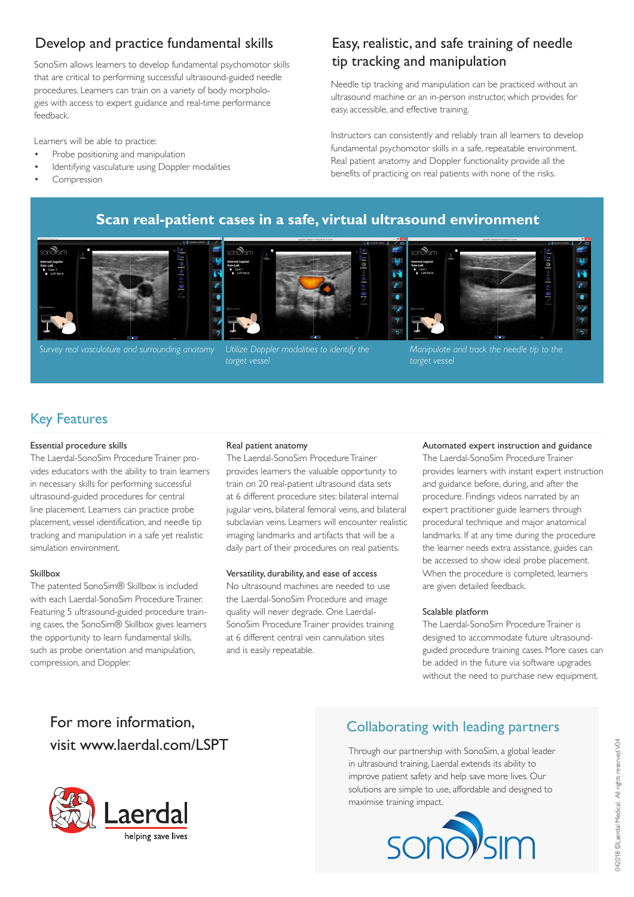## Develop and practice fundamental skills

SonoSim allows learners to develop fundamental psychomotor skills that are critical to performing successful ultrasound-guided needle procedures. Learners can train on a variety of body morphologies with access to expert guidance and real-time performance feedback.

Learners will be able to practice:

- Probe positioning and manipulation
- Identifying vasculature using Doppler modalities
- Compression

## Easy, realistic, and safe training of needle tip tracking and manipulation

Needle tip tracking and manipulation can be practiced without an ultrasound machine or an in-person instructor, which provides for easy, accessible, and effective training.

Instructors can consistently and reliably train all learners to develop fundamental psychomotor skills in a safe, repeatable environment. Real patient anatomy and Doppler functionality provide all the benefits of practicing on real patients with none of the risks.

## Scan real-patient cases in a safe, virtual ultrasound environment

*Survey real vasculature and surrounding anatomy*

*Utilize Doppler modalities to identify the target vessel*

*Manipulate and track the needle tip to the target vessel*

## Key Features

**Essential procedure skills**
The Laerdal-SonoSim Procedure Trainer provides educators with the ability to train learners in necessary skills for performing successful ultrasound-guided procedures for central line placement. Learners can practice probe placement, vessel identification, and needle tip tracking and manipulation in a safe yet realistic simulation environment.

**Skillbox**
The patented SonoSim® Skillbox is included with each Laerdal-SonoSim Procedure Trainer. Featuring 5 ultrasound-guided procedure training cases, the SonoSim® Skillbox gives learners the opportunity to learn fundamental skills, such as probe orientation and manipulation, compression, and Doppler.

**Real patient anatomy**
The Laerdal-SonoSim Procedure Trainer provides learners the valuable opportunity to train on 20 real-patient ultrasound data sets at 6 different procedure sites: bilateral internal jugular veins, bilateral femoral veins, and bilateral subclavian veins. Learners will encounter realistic imaging landmarks and artifacts that will be a daily part of their procedures on real patients.

**Versatility, durability, and ease of access**
No ultrasound machines are needed to use the Laerdal-SonoSim Procedure and image quality will never degrade. One Laerdal-SonoSim Procedure Trainer provides training at 6 different central vein cannulation sites and is easily repeatable.

**Automated expert instruction and guidance**
The Laerdal-SonoSim Procedure Trainer provides learners with instant expert instruction and guidance before, during, and after the procedure. Findings videos narrated by an expert practitioner guide learners through procedural technique and major anatomical landmarks. If at any time during the procedure the learner needs extra assistance, guides can be accessed to show ideal probe placement. When the procedure is completed, learners are given detailed feedback.

**Scalable platform**
The Laerdal-SonoSim Procedure Trainer is designed to accommodate future ultrasound-guided procedure training cases. More cases can be added in the future via software upgrades without the need to purchase new equipment.

For more information,
visit www.laerdal.com/LSPT

Laerdal
helping save lives

## Collaborating with leading partners

Through our partnership with SonoSim, a global leader in ultrasound training, Laerdal extends its ability to improve patient safety and help save more lives. Our solutions are simple to use, affordable and designed to maximise training impact.

sonosim

042018 ©Laerdal Medical. All rights reserved V04